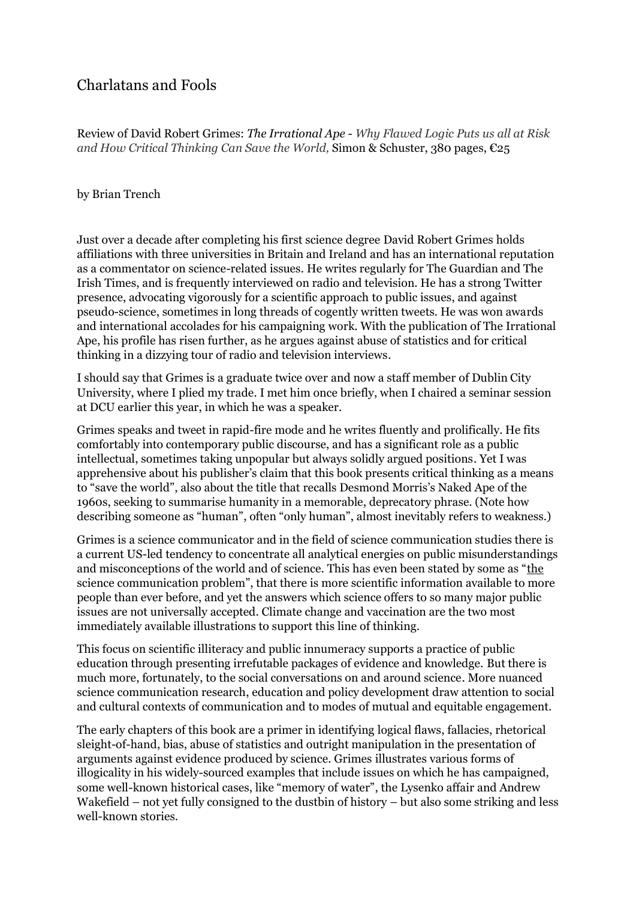# Charlatans and Fools

Review of David Robert Grimes: *The Irrational Ape - Why Flawed Logic Puts us all at Risk and How Critical Thinking Can Save the World,* Simon & Schuster, 380 pages, €25

by Brian Trench

Just over a decade after completing his first science degree David Robert Grimes holds affiliations with three universities in Britain and Ireland and has an international reputation as a commentator on science-related issues. He writes regularly for The Guardian and The Irish Times, and is frequently interviewed on radio and television. He has a strong Twitter presence, advocating vigorously for a scientific approach to public issues, and against pseudo-science, sometimes in long threads of cogently written tweets. He was won awards and international accolades for his campaigning work. With the publication of The Irrational Ape, his profile has risen further, as he argues against abuse of statistics and for critical thinking in a dizzying tour of radio and television interviews.

I should say that Grimes is a graduate twice over and now a staff member of Dublin City University, where I plied my trade. I met him once briefly, when I chaired a seminar session at DCU earlier this year, in which he was a speaker.

Grimes speaks and tweet in rapid-fire mode and he writes fluently and prolifically. He fits comfortably into contemporary public discourse, and has a significant role as a public intellectual, sometimes taking unpopular but always solidly argued positions. Yet I was apprehensive about his publisher's claim that this book presents critical thinking as a means to "save the world", also about the title that recalls Desmond Morris's Naked Ape of the 1960s, seeking to summarise humanity in a memorable, deprecatory phrase. (Note how describing someone as "human", often "only human", almost inevitably refers to weakness.)

Grimes is a science communicator and in the field of science communication studies there is a current US-led tendency to concentrate all analytical energies on public misunderstandings and misconceptions of the world and of science. This has even been stated by some as "the science communication problem", that there is more scientific information available to more people than ever before, and yet the answers which science offers to so many major public issues are not universally accepted. Climate change and vaccination are the two most immediately available illustrations to support this line of thinking.

This focus on scientific illiteracy and public innumeracy supports a practice of public education through presenting irrefutable packages of evidence and knowledge. But there is much more, fortunately, to the social conversations on and around science. More nuanced science communication research, education and policy development draw attention to social and cultural contexts of communication and to modes of mutual and equitable engagement.

The early chapters of this book are a primer in identifying logical flaws, fallacies, rhetorical sleight-of-hand, bias, abuse of statistics and outright manipulation in the presentation of arguments against evidence produced by science. Grimes illustrates various forms of illogicality in his widely-sourced examples that include issues on which he has campaigned, some well-known historical cases, like "memory of water", the Lysenko affair and Andrew Wakefield – not yet fully consigned to the dustbin of history – but also some striking and less well-known stories.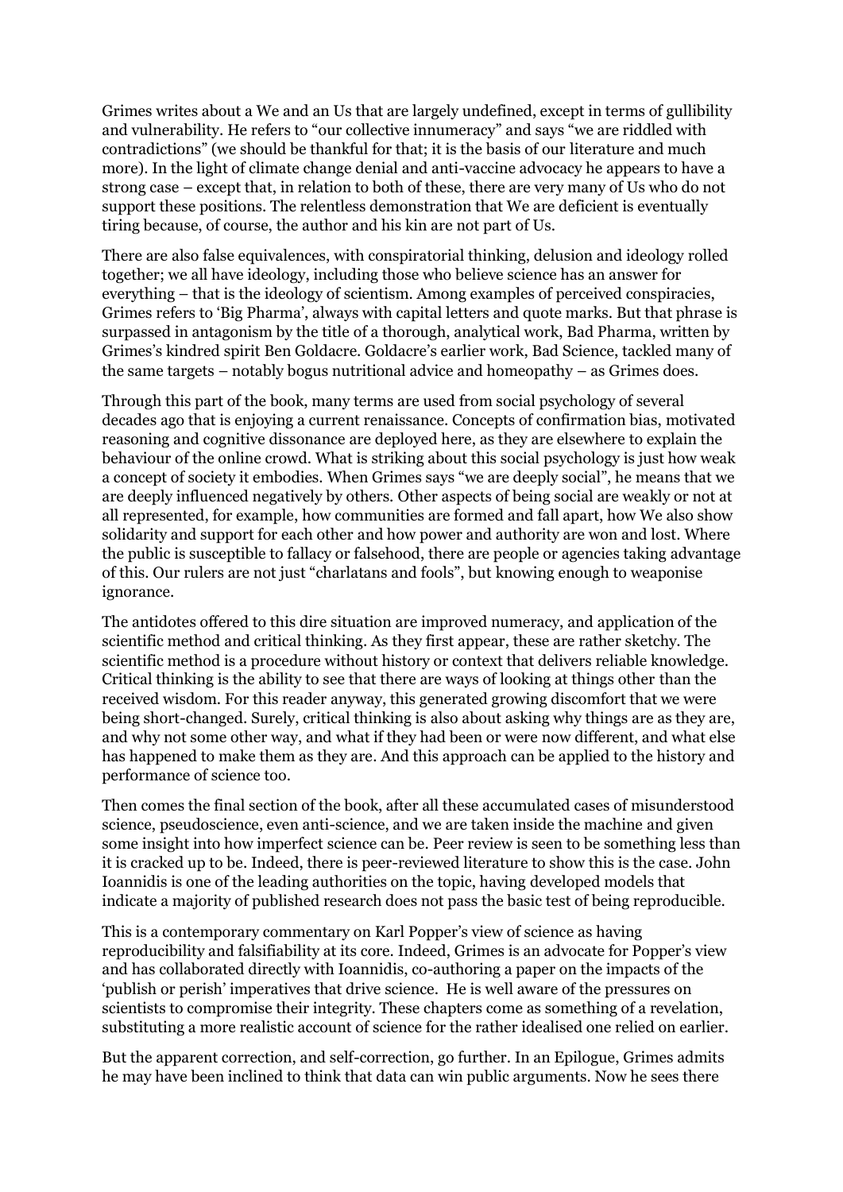Grimes writes about a We and an Us that are largely undefined, except in terms of gullibility and vulnerability. He refers to "our collective innumeracy" and says "we are riddled with contradictions" (we should be thankful for that; it is the basis of our literature and much more). In the light of climate change denial and anti-vaccine advocacy he appears to have a strong case – except that, in relation to both of these, there are very many of Us who do not support these positions. The relentless demonstration that We are deficient is eventually tiring because, of course, the author and his kin are not part of Us.

There are also false equivalences, with conspiratorial thinking, delusion and ideology rolled together; we all have ideology, including those who believe science has an answer for everything – that is the ideology of scientism. Among examples of perceived conspiracies, Grimes refers to 'Big Pharma', always with capital letters and quote marks. But that phrase is surpassed in antagonism by the title of a thorough, analytical work, Bad Pharma, written by Grimes's kindred spirit Ben Goldacre. Goldacre's earlier work, Bad Science, tackled many of the same targets – notably bogus nutritional advice and homeopathy – as Grimes does.

Through this part of the book, many terms are used from social psychology of several decades ago that is enjoying a current renaissance. Concepts of confirmation bias, motivated reasoning and cognitive dissonance are deployed here, as they are elsewhere to explain the behaviour of the online crowd. What is striking about this social psychology is just how weak a concept of society it embodies. When Grimes says "we are deeply social", he means that we are deeply influenced negatively by others. Other aspects of being social are weakly or not at all represented, for example, how communities are formed and fall apart, how We also show solidarity and support for each other and how power and authority are won and lost. Where the public is susceptible to fallacy or falsehood, there are people or agencies taking advantage of this. Our rulers are not just "charlatans and fools", but knowing enough to weaponise ignorance.

The antidotes offered to this dire situation are improved numeracy, and application of the scientific method and critical thinking. As they first appear, these are rather sketchy. The scientific method is a procedure without history or context that delivers reliable knowledge. Critical thinking is the ability to see that there are ways of looking at things other than the received wisdom. For this reader anyway, this generated growing discomfort that we were being short-changed. Surely, critical thinking is also about asking why things are as they are, and why not some other way, and what if they had been or were now different, and what else has happened to make them as they are. And this approach can be applied to the history and performance of science too.

Then comes the final section of the book, after all these accumulated cases of misunderstood science, pseudoscience, even anti-science, and we are taken inside the machine and given some insight into how imperfect science can be. Peer review is seen to be something less than it is cracked up to be. Indeed, there is peer-reviewed literature to show this is the case. John Ioannidis is one of the leading authorities on the topic, having developed models that indicate a majority of published research does not pass the basic test of being reproducible.

This is a contemporary commentary on Karl Popper's view of science as having reproducibility and falsifiability at its core. Indeed, Grimes is an advocate for Popper's view and has collaborated directly with Ioannidis, co-authoring a paper on the impacts of the 'publish or perish' imperatives that drive science. He is well aware of the pressures on scientists to compromise their integrity. These chapters come as something of a revelation, substituting a more realistic account of science for the rather idealised one relied on earlier.

But the apparent correction, and self-correction, go further. In an Epilogue, Grimes admits he may have been inclined to think that data can win public arguments. Now he sees there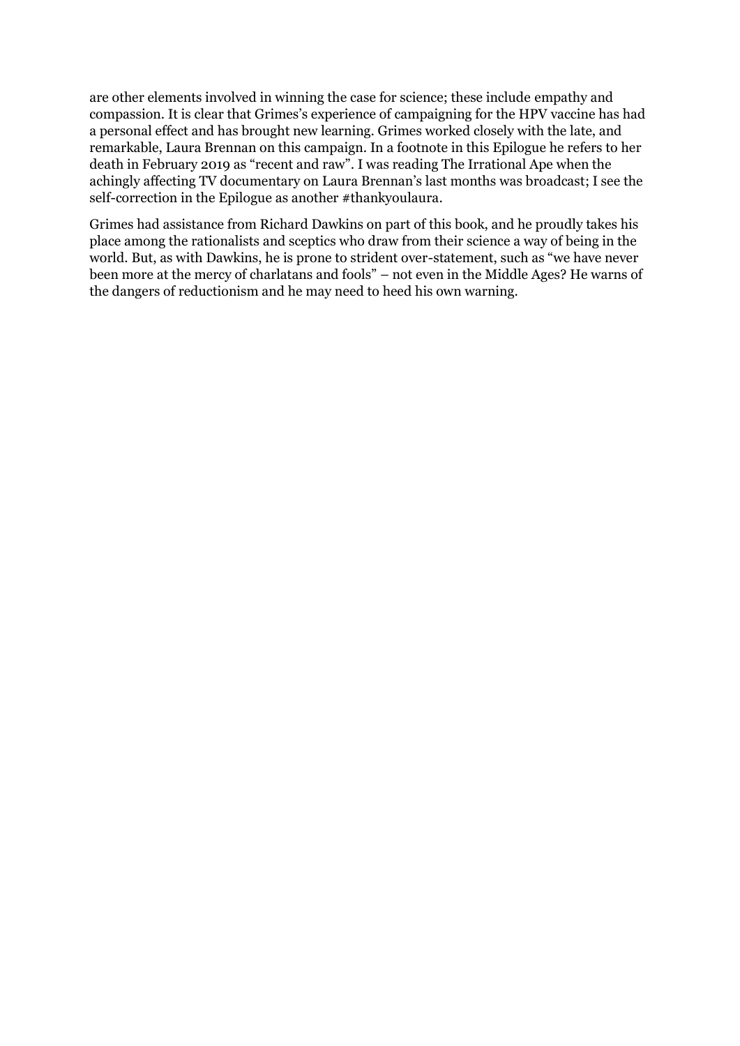are other elements involved in winning the case for science; these include empathy and compassion. It is clear that Grimes's experience of campaigning for the HPV vaccine has had a personal effect and has brought new learning. Grimes worked closely with the late, and remarkable, Laura Brennan on this campaign. In a footnote in this Epilogue he refers to her death in February 2019 as "recent and raw". I was reading The Irrational Ape when the achingly affecting TV documentary on Laura Brennan's last months was broadcast; I see the self-correction in the Epilogue as another #thankyoulaura.

Grimes had assistance from Richard Dawkins on part of this book, and he proudly takes his place among the rationalists and sceptics who draw from their science a way of being in the world. But, as with Dawkins, he is prone to strident over-statement, such as "we have never been more at the mercy of charlatans and fools" – not even in the Middle Ages? He warns of the dangers of reductionism and he may need to heed his own warning.